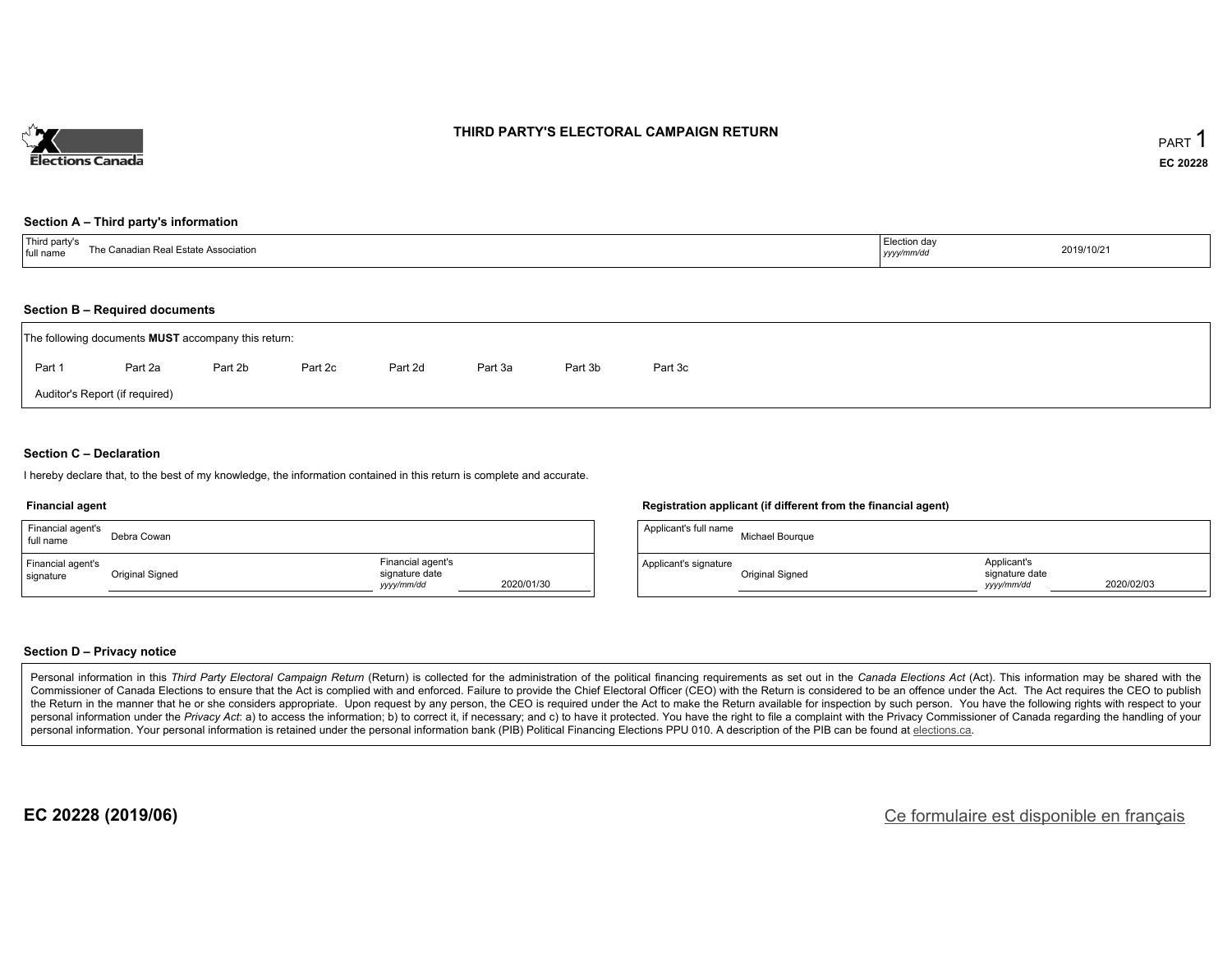# THIRD PARTY'S ELECTORAL CAMPAIGN RETURN

PART 1

EC 20228

## Section A – Third party's information

| Third party's full name | The Canadian Real Estate Association | Election day *yyyy/mm/dd* | 2019/10/21 |
|---|---|---|---|

## Section B – Required documents

The following documents **MUST** accompany this return:

Part 1 Part 2a Part 2b Part 2c Part 2d Part 3a Part 3b Part 3c

Auditor's Report (if required)

## Section C – Declaration

I hereby declare that, to the best of my knowledge, the information contained in this return is complete and accurate.

### Financial agent

| Financial agent's full name | Debra Cowan | | |
|---|---|---|---|
| Financial agent's signature | Original Signed | Financial agent's signature date *yyyy/mm/dd* | 2020/01/30 |

### Registration applicant (if different from the financial agent)

| Applicant's full name | Michael Bourque | | |
|---|---|---|---|
| Applicant's signature | Original Signed | Applicant's signature date *yyyy/mm/dd* | 2020/02/03 |

## Section D – Privacy notice

Personal information in this *Third Party Electoral Campaign Return* (Return) is collected for the administration of the political financing requirements as set out in the *Canada Elections Act* (Act). This information may be shared with the Commissioner of Canada Elections to ensure that the Act is complied with and enforced. Failure to provide the Chief Electoral Officer (CEO) with the Return is considered to be an offence under the Act. The Act requires the CEO to publish the Return in the manner that he or she considers appropriate. Upon request by any person, the CEO is required under the Act to make the Return available for inspection by such person. You have the following rights with respect to your personal information under the *Privacy Act*: a) to access the information; b) to correct it, if necessary; and c) to have it protected. You have the right to file a complaint with the Privacy Commissioner of Canada regarding the handling of your personal information. Your personal information is retained under the personal information bank (PIB) Political Financing Elections PPU 010. A description of the PIB can be found at elections.ca.

EC 20228 (2019/06)

Ce formulaire est disponible en français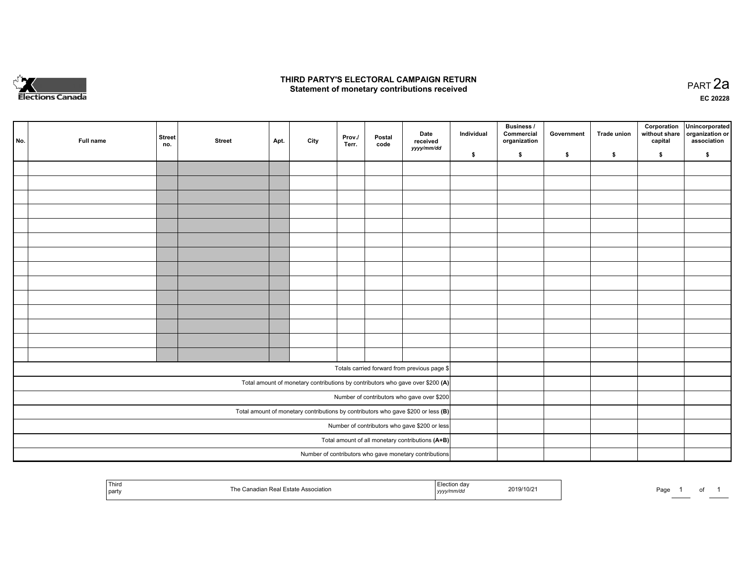# THIRD PARTY'S ELECTORAL CAMPAIGN RETURN

## Statement of monetary contributions received

PART 2a

EC 20228

| No. | Full name | Street no. | Street | Apt. | City | Prov./ Terr. | Postal code | Date received *yyyy/mm/dd* | Individual $ | Business / Commercial organization $ | Government $ | Trade union $ | Corporation without share capital $ | Unincorporated organization or association $ |
|---|---|---|---|---|---|---|---|---|---|---|---|---|---|---|
| | | | | | | | | | | | | | | |
| | | | | | | | | | | | | | | |
| | | | | | | | | | | | | | | |
| | | | | | | | | | | | | | | |
| | | | | | | | | | | | | | | |
| | | | | | | | | | | | | | | |
| | | | | | | | | | | | | | | |
| | | | | | | | | | | | | | | |
| | | | | | | | | | | | | | | |
| | | | | | | | | | | | | | | |
| | | | | | | | | | | | | | | |
| | | | | | | | | | | | | | | |
| | | | | | | | | | | | | | | |
| | | | | | | | | | | | | | | |
| Totals carried forward from previous page $ | | | | | | | | | | | | | | |
| Total amount of monetary contributions by contributors who gave over $200 **(A)** | | | | | | | | | | | | | | |
| Number of contributors who gave over $200 | | | | | | | | | | | | | | |
| Total amount of monetary contributions by contributors who gave $200 or less **(B)** | | | | | | | | | | | | | | |
| Number of contributors who gave $200 or less | | | | | | | | | | | | | | |
| Total amount of all monetary contributions **(A+B)** | | | | | | | | | | | | | | |
| Number of contributors who gave monetary contributions | | | | | | | | | | | | | | |

| Third party | The Canadian Real Estate Association | Election day *yyyy/mm/dd* | 2019/10/21 |
|---|---|---|---|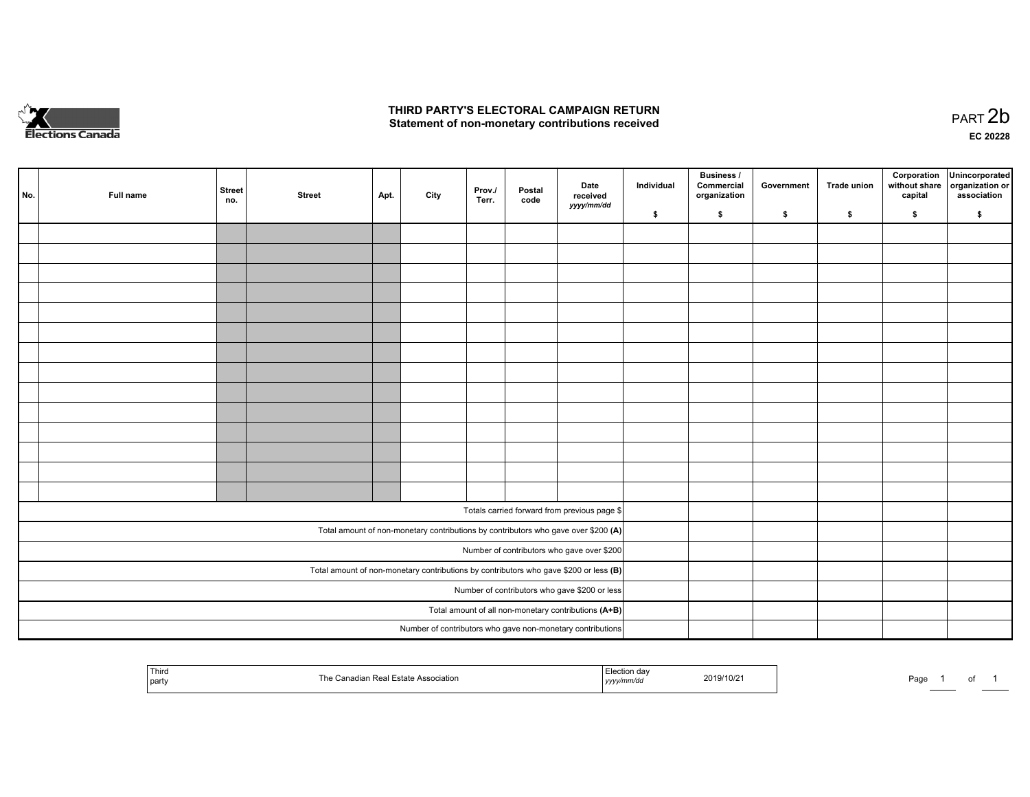# THIRD PARTY'S ELECTORAL CAMPAIGN RETURN

## Statement of non-monetary contributions received

PART 2b

**EC 20228**

| No. | Full name | Street no. | Street | Apt. | City | Prov./ Terr. | Postal code | Date received *yyyy/mm/dd* | Individual $ | Business / Commercial organization $ | Government $ | Trade union $ | Corporation without share capital $ | Unincorporated organization or association $ |
|---|---|---|---|---|---|---|---|---|---|---|---|---|---|---|
| | | | | | | | | | | | | | | |
| | | | | | | | | | | | | | | |
| | | | | | | | | | | | | | | |
| | | | | | | | | | | | | | | |
| | | | | | | | | | | | | | | |
| | | | | | | | | | | | | | | |
| | | | | | | | | | | | | | | |
| | | | | | | | | | | | | | | |
| | | | | | | | | | | | | | | |
| | | | | | | | | | | | | | | |
| | | | | | | | | | | | | | | |
| | | | | | | | | | | | | | | |
| | | | | | | | | | | | | | | |
| | | | | | | | | | | | | | | |
| Totals carried forward from previous page $ | | | | | | | | | | | | | | |
| Total amount of non-monetary contributions by contributors who gave over $200 **(A)** | | | | | | | | | | | | | | |
| Number of contributors who gave over $200 | | | | | | | | | | | | | | |
| Total amount of non-monetary contributions by contributors who gave $200 or less **(B)** | | | | | | | | | | | | | | |
| Number of contributors who gave $200 or less | | | | | | | | | | | | | | |
| Total amount of all non-monetary contributions **(A+B)** | | | | | | | | | | | | | | |
| Number of contributors who gave non-monetary contributions | | | | | | | | | | | | | | |

| Third party | The Canadian Real Estate Association | Election day *yyyy/mm/dd* | 2019/10/21 |
|---|---|---|---|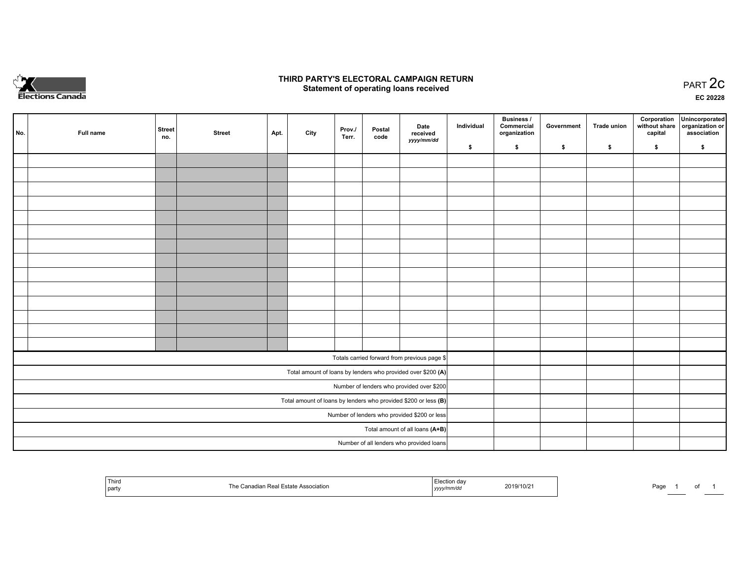Elections Canada

# THIRD PARTY'S ELECTORAL CAMPAIGN RETURN
## Statement of operating loans received

PART 2c

EC 20228

| No. | Full name | Street no. | Street | Apt. | City | Prov./ Terr. | Postal code | Date received *yyyy/mm/dd* | Individual $ | Business / Commercial organization $ | Government $ | Trade union $ | Corporation without share capital $ | Unincorporated organization or association $ |
|---|---|---|---|---|---|---|---|---|---|---|---|---|---|---|
| | | | | | | | | | | | | | | |
| | | | | | | | | | | | | | | |
| | | | | | | | | | | | | | | |
| | | | | | | | | | | | | | | |
| | | | | | | | | | | | | | | |
| | | | | | | | | | | | | | | |
| | | | | | | | | | | | | | | |
| | | | | | | | | | | | | | | |
| | | | | | | | | | | | | | | |
| | | | | | | | | | | | | | | |
| | | | | | | | | | | | | | | |
| | | | | | | | | | | | | | | |
| | | | | | | | | | | | | | | |
| | | | | | | | | | | | | | | |
| Totals carried forward from previous page $ | | | | | | | | | | | | | | |
| Total amount of loans by lenders who provided over $200 **(A)** | | | | | | | | | | | | | | |
| Number of lenders who provided over $200 | | | | | | | | | | | | | | |
| Total amount of loans by lenders who provided $200 or less **(B)** | | | | | | | | | | | | | | |
| Number of lenders who provided $200 or less | | | | | | | | | | | | | | |
| Total amount of all loans **(A+B)** | | | | | | | | | | | | | | |
| Number of all lenders who provided loans | | | | | | | | | | | | | | |

| Third party | The Canadian Real Estate Association | Election day *yyyy/mm/dd* | 2019/10/21 |
|---|---|---|---|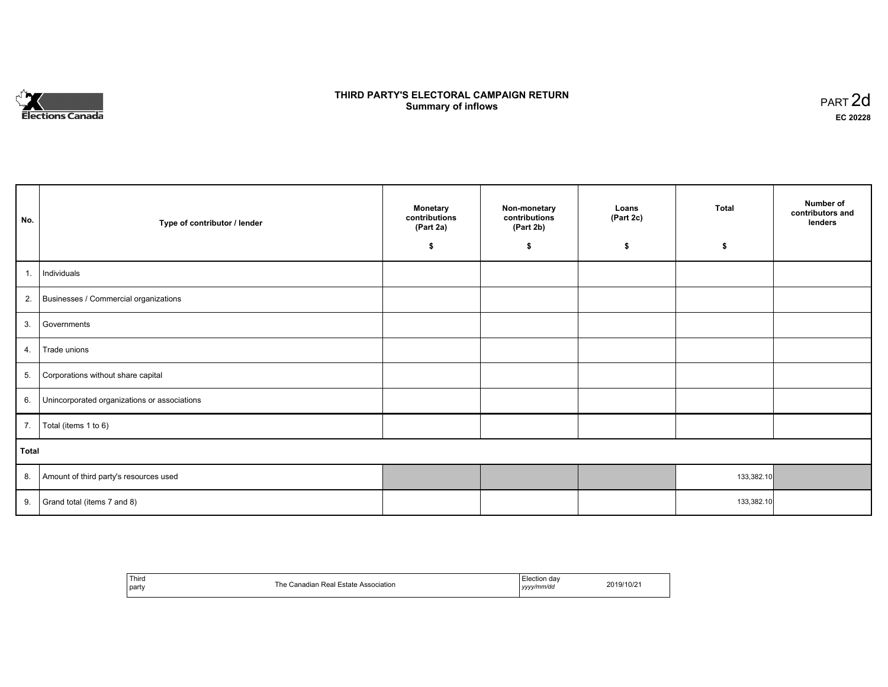Elections Canada

# THIRD PARTY'S ELECTORAL CAMPAIGN RETURN
## Summary of inflows

PART 2d

EC 20228

| No. | Type of contributor / lender | Monetary contributions (Part 2a) $ | Non-monetary contributions (Part 2b) $ | Loans (Part 2c) $ | Total $ | Number of contributors and lenders |
|---|---|---|---|---|---|---|
| 1. | Individuals | | | | | |
| 2. | Businesses / Commercial organizations | | | | | |
| 3. | Governments | | | | | |
| 4. | Trade unions | | | | | |
| 5. | Corporations without share capital | | | | | |
| 6. | Unincorporated organizations or associations | | | | | |
| 7. | Total (items 1 to 6) | | | | | |
| **Total** | | | | | | |
| 8. | Amount of third party's resources used | | | | 133,382.10 | |
| 9. | Grand total (items 7 and 8) | | | | 133,382.10 | |

| Third party | The Canadian Real Estate Association | Election day *yyyy/mm/dd* | 2019/10/21 |
|---|---|---|---|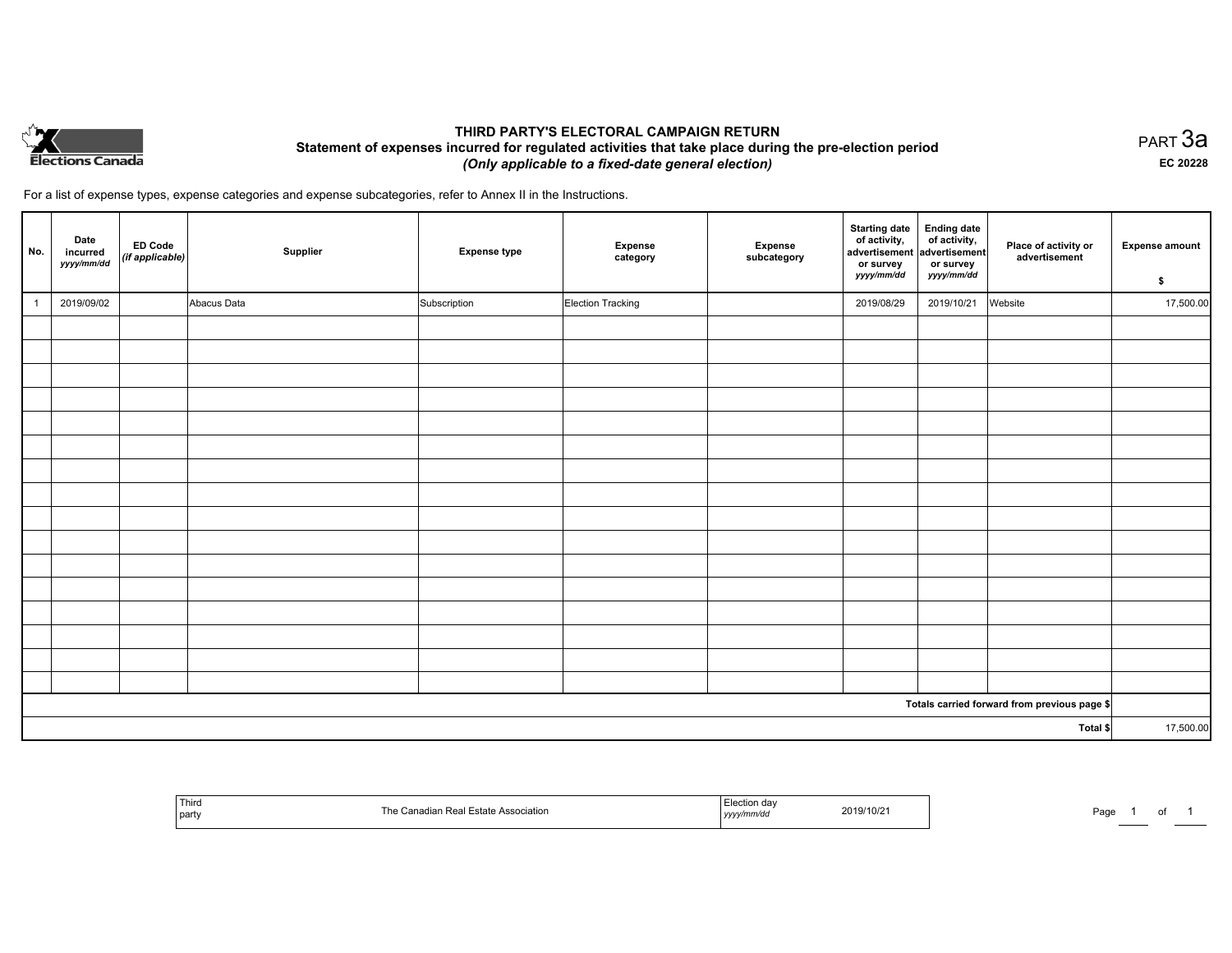Elections Canada

# THIRD PARTY'S ELECTORAL CAMPAIGN RETURN

## Statement of expenses incurred for regulated activities that take place during the pre-election period

*(Only applicable to a fixed-date general election)*

PART 3a

EC 20228

For a list of expense types, expense categories and expense subcategories, refer to Annex II in the Instructions.

| No. | Date incurred *yyyy/mm/dd* | ED Code *(if applicable)* | Supplier | Expense type | Expense category | Expense subcategory | Starting date of activity, advertisement or survey *yyyy/mm/dd* | Ending date of activity, advertisement or survey *yyyy/mm/dd* | Place of activity or advertisement | Expense amount $ |
|---|---|---|---|---|---|---|---|---|---|---|
| 1 | 2019/09/02 | | Abacus Data | Subscription | Election Tracking | | 2019/08/29 | 2019/10/21 | Website | 17,500.00 |
| | | | | | | | | | | |
| | | | | | | | | | | |
| | | | | | | | | | | |
| | | | | | | | | | | |
| | | | | | | | | | | |
| | | | | | | | | | | |
| | | | | | | | | | | |
| | | | | | | | | | | |
| | | | | | | | | | | |
| | | | | | | | | | | |
| | | | | | | | | | | |
| | | | | | | | | | | |
| | | | | | | | | | | |
| | | | | | | | | | | |
| | | | | | | | | | | |
| | | | | | | | | | | |
| Totals carried forward from previous page $ | | | | | | | | | | |
| Total $ | | | | | | | | | | 17,500.00 |

| Third party | The Canadian Real Estate Association | Election day *yyyy/mm/dd* | 2019/10/21 |
|---|---|---|---|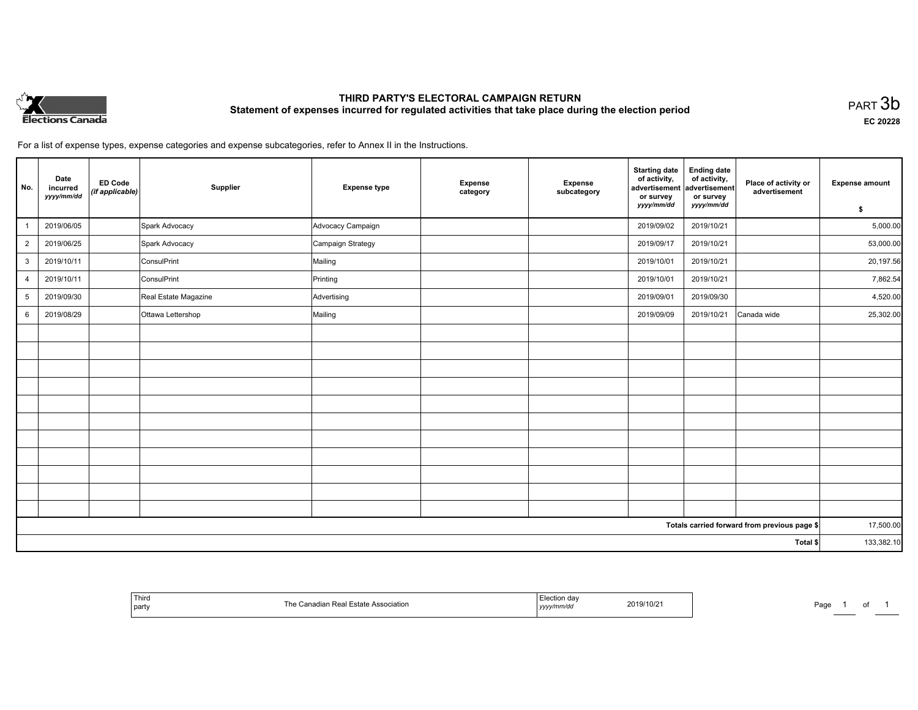# THIRD PARTY'S ELECTORAL CAMPAIGN RETURN

## Statement of expenses incurred for regulated activities that take place during the election period

PART 3b

EC 20228

For a list of expense types, expense categories and expense subcategories, refer to Annex II in the Instructions.

| No. | Date incurred *yyyy/mm/dd* | ED Code *(if applicable)* | Supplier | Expense type | Expense category | Expense subcategory | Starting date of activity, advertisement or survey *yyyy/mm/dd* | Ending date of activity, advertisement or survey *yyyy/mm/dd* | Place of activity or advertisement | Expense amount $ |
|---|---|---|---|---|---|---|---|---|---|---|
| 1 | 2019/06/05 | | Spark Advocacy | Advocacy Campaign | | | 2019/09/02 | 2019/10/21 | | 5,000.00 |
| 2 | 2019/06/25 | | Spark Advocacy | Campaign Strategy | | | 2019/09/17 | 2019/10/21 | | 53,000.00 |
| 3 | 2019/10/11 | | ConsulPrint | Mailing | | | 2019/10/01 | 2019/10/21 | | 20,197.56 |
| 4 | 2019/10/11 | | ConsulPrint | Printing | | | 2019/10/01 | 2019/10/21 | | 7,862.54 |
| 5 | 2019/09/30 | | Real Estate Magazine | Advertising | | | 2019/09/01 | 2019/09/30 | | 4,520.00 |
| 6 | 2019/08/29 | | Ottawa Lettershop | Mailing | | | 2019/09/09 | 2019/10/21 | Canada wide | 25,302.00 |
| | | | | | | | | | | |
| | | | | | | | | | | |
| | | | | | | | | | | |
| | | | | | | | | | | |
| | | | | | | | | | | |
| | | | | | | | | | | |
| | | | | | | | | | | |
| | | | | | | | | | | |
| | | | | | | | | | | |
| | | | | | | | | | | |
| | | | | | | | | | | |
| | | | | | | | | | **Totals carried forward from previous page $** | 17,500.00 |
| | | | | | | | | | **Total $** | 133,382.10 |

| Third party | The Canadian Real Estate Association | Election day *yyyy/mm/dd* | 2019/10/21 |
|---|---|---|---|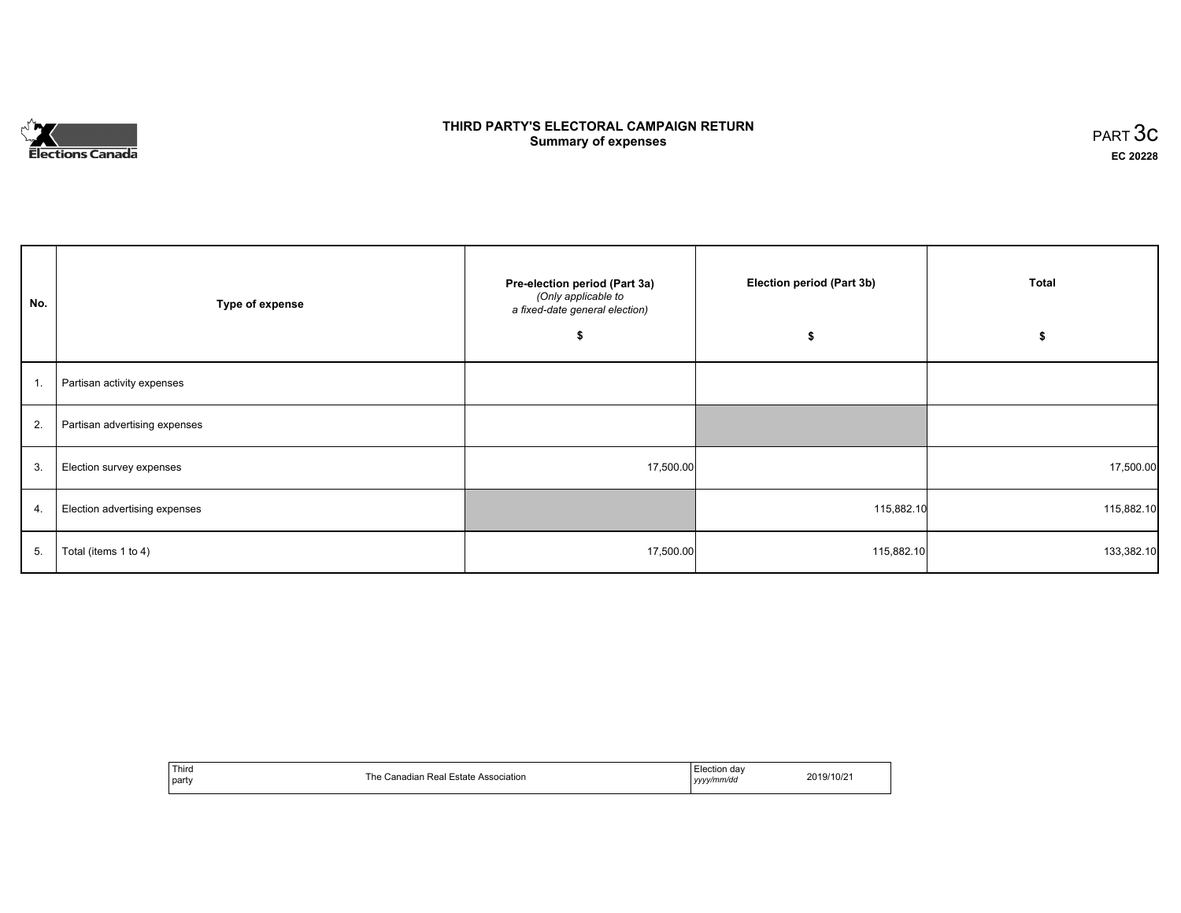# THIRD PARTY'S ELECTORAL CAMPAIGN RETURN
## Summary of expenses

PART 3c

**EC 20228**

| No. | Type of expense | Pre-election period (Part 3a) *(Only applicable to a fixed-date general election)* $ | Election period (Part 3b) $ | Total $ |
|---|---|---|---|---|
| 1. | Partisan activity expenses | | | |
| 2. | Partisan advertising expenses | | | |
| 3. | Election survey expenses | 17,500.00 | | 17,500.00 |
| 4. | Election advertising expenses | | 115,882.10 | 115,882.10 |
| 5. | Total (items 1 to 4) | 17,500.00 | 115,882.10 | 133,382.10 |

| Third party | The Canadian Real Estate Association | Election day *yyyy/mm/dd* | 2019/10/21 |
|---|---|---|---|